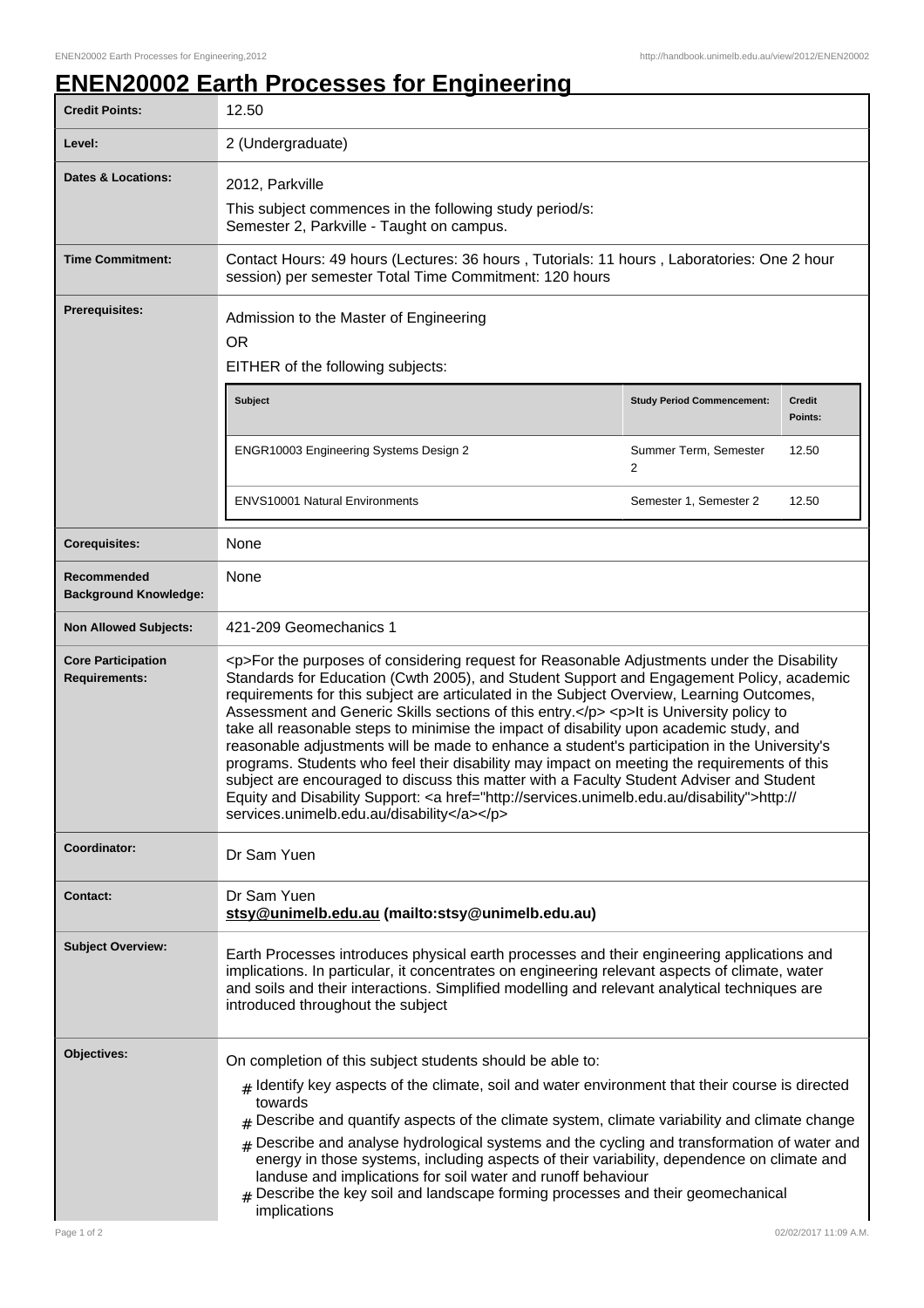# ENEN20002 Earth Processes for Engineering

| | |
|---|---|
| **Credit Points:** | 12.50 |
| **Level:** | 2 (Undergraduate) |
| **Dates & Locations:** | 2012, Parkville<br>This subject commences in the following study period/s:<br>Semester 2, Parkville - Taught on campus. |
| **Time Commitment:** | Contact Hours: 49 hours (Lectures: 36 hours , Tutorials: 11 hours , Laboratories: One 2 hour session) per semester Total Time Commitment: 120 hours |
| **Prerequisites:** | Admission to the Master of Engineering<br>OR<br>EITHER of the following subjects: |
| **Corequisites:** | None |
| **Recommended Background Knowledge:** | None |
| **Non Allowed Subjects:** | 421-209 Geomechanics 1 |
| **Core Participation Requirements:** | <p>For the purposes of considering request for Reasonable Adjustments under the Disability Standards for Education (Cwth 2005), and Student Support and Engagement Policy, academic requirements for this subject are articulated in the Subject Overview, Learning Outcomes, Assessment and Generic Skills sections of this entry.</p> <p>It is University policy to take all reasonable steps to minimise the impact of disability upon academic study, and reasonable adjustments will be made to enhance a student's participation in the University's programs. Students who feel their disability may impact on meeting the requirements of this subject are encouraged to discuss this matter with a Faculty Student Adviser and Student Equity and Disability Support: <a href="http://services.unimelb.edu.au/disability">http://services.unimelb.edu.au/disability</a></p> |
| **Coordinator:** | Dr Sam Yuen |
| **Contact:** | Dr Sam Yuen<br>**stsy@unimelb.edu.au (mailto:stsy@unimelb.edu.au)** |
| **Subject Overview:** | Earth Processes introduces physical earth processes and their engineering applications and implications. In particular, it concentrates on engineering relevant aspects of climate, water and soils and their interactions. Simplified modelling and relevant analytical techniques are introduced throughout the subject |
| **Objectives:** | On completion of this subject students should be able to:<br># Identify key aspects of the climate, soil and water environment that their course is directed towards<br># Describe and quantify aspects of the climate system, climate variability and climate change<br># Describe and analyse hydrological systems and the cycling and transformation of water and energy in those systems, including aspects of their variability, dependence on climate and landuse and implications for soil water and runoff behaviour<br># Describe the key soil and landscape forming processes and their geomechanical implications |

Prerequisite subjects:

| Subject | Study Period Commencement: | Credit Points: |
|---|---|---|
| ENGR10003 Engineering Systems Design 2 | Summer Term, Semester 2 | 12.50 |
| ENVS10001 Natural Environments | Semester 1, Semester 2 | 12.50 |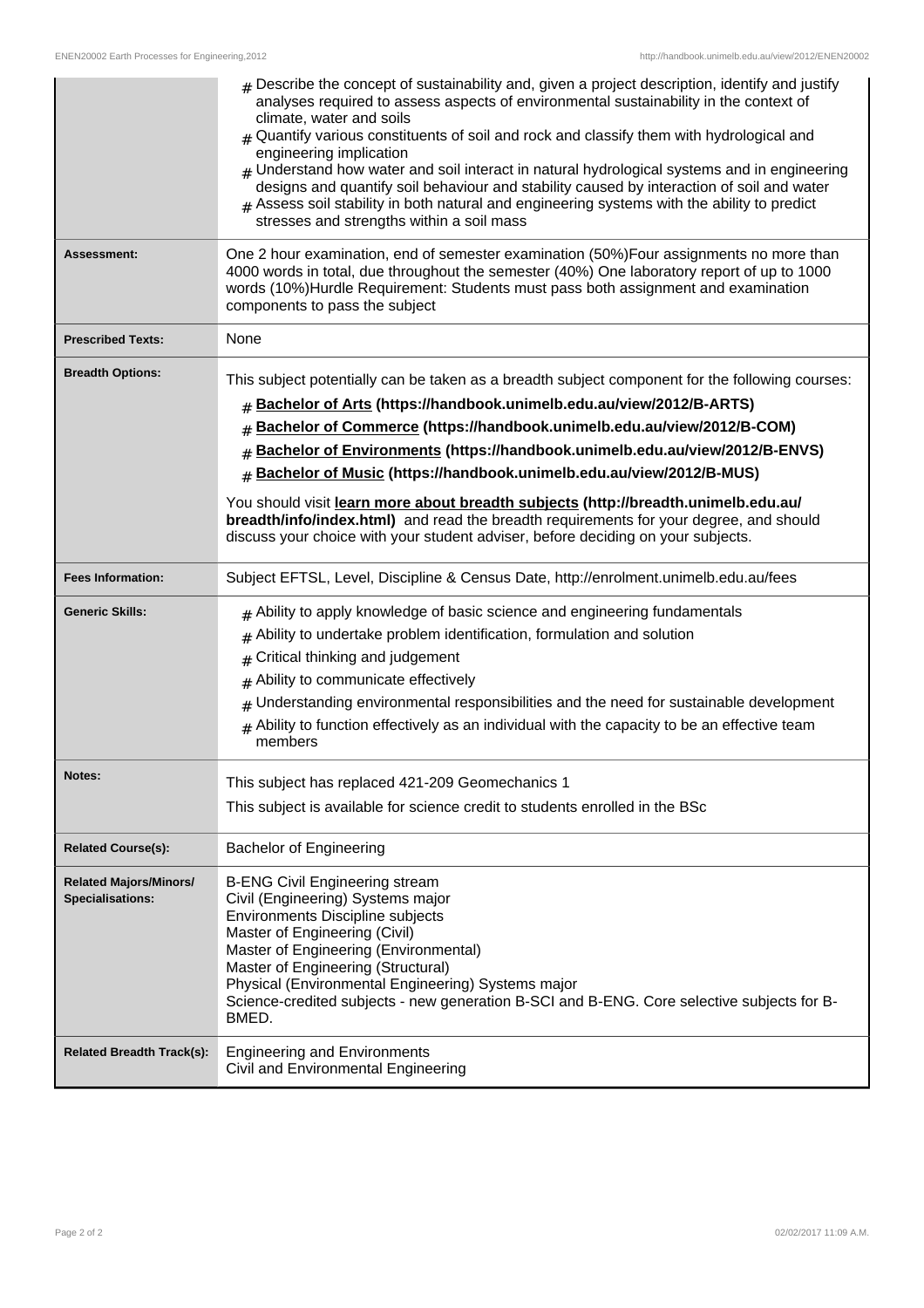| | |
|---|---|
| | # Describe the concept of sustainability and, given a project description, identify and justify analyses required to assess aspects of environmental sustainability in the context of climate, water and soils<br># Quantify various constituents of soil and rock and classify them with hydrological and engineering implication<br># Understand how water and soil interact in natural hydrological systems and in engineering designs and quantify soil behaviour and stability caused by interaction of soil and water<br># Assess soil stability in both natural and engineering systems with the ability to predict stresses and strengths within a soil mass |
| **Assessment:** | One 2 hour examination, end of semester examination (50%)Four assignments no more than 4000 words in total, due throughout the semester (40%) One laboratory report of up to 1000 words (10%)Hurdle Requirement: Students must pass both assignment and examination components to pass the subject |
| **Prescribed Texts:** | None |
| **Breadth Options:** | This subject potentially can be taken as a breadth subject component for the following courses:<br># **Bachelor of Arts (https://handbook.unimelb.edu.au/view/2012/B-ARTS)**<br># **Bachelor of Commerce (https://handbook.unimelb.edu.au/view/2012/B-COM)**<br># **Bachelor of Environments (https://handbook.unimelb.edu.au/view/2012/B-ENVS)**<br># **Bachelor of Music (https://handbook.unimelb.edu.au/view/2012/B-MUS)**<br>You should visit **learn more about breadth subjects (http://breadth.unimelb.edu.au/breadth/info/index.html)** and read the breadth requirements for your degree, and should discuss your choice with your student adviser, before deciding on your subjects. |
| **Fees Information:** | Subject EFTSL, Level, Discipline & Census Date, http://enrolment.unimelb.edu.au/fees |
| **Generic Skills:** | # Ability to apply knowledge of basic science and engineering fundamentals<br># Ability to undertake problem identification, formulation and solution<br># Critical thinking and judgement<br># Ability to communicate effectively<br># Understanding environmental responsibilities and the need for sustainable development<br># Ability to function effectively as an individual with the capacity to be an effective team members |
| **Notes:** | This subject has replaced 421-209 Geomechanics 1<br>This subject is available for science credit to students enrolled in the BSc |
| **Related Course(s):** | Bachelor of Engineering |
| **Related Majors/Minors/ Specialisations:** | B-ENG Civil Engineering stream<br>Civil (Engineering) Systems major<br>Environments Discipline subjects<br>Master of Engineering (Civil)<br>Master of Engineering (Environmental)<br>Master of Engineering (Structural)<br>Physical (Environmental Engineering) Systems major<br>Science-credited subjects - new generation B-SCI and B-ENG. Core selective subjects for B-BMED. |
| **Related Breadth Track(s):** | Engineering and Environments<br>Civil and Environmental Engineering |